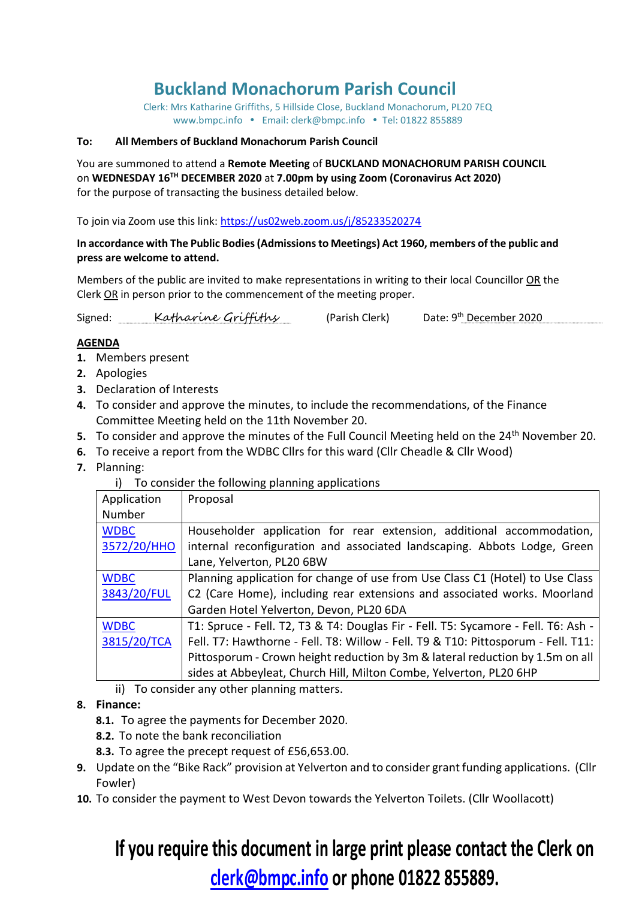# Buckland Monachorum Parish Council

Clerk: Mrs Katharine Griffiths, 5 Hillside Close, Buckland Monachorum, PL20 7EQ
www.bmpc.info • Email: clerk@bmpc.info • Tel: 01822 855889

**To: All Members of Buckland Monachorum Parish Council**

You are summoned to attend a **Remote Meeting** of **BUCKLAND MONACHORUM PARISH COUNCIL** on **WEDNESDAY 16TH DECEMBER 2020** at **7.00pm by using Zoom (Coronavirus Act 2020)** for the purpose of transacting the business detailed below.

To join via Zoom use this link: https://us02web.zoom.us/j/85233520274

**In accordance with The Public Bodies (Admissions to Meetings) Act 1960, members of the public and press are welcome to attend.**

Members of the public are invited to make representations in writing to their local Councillor OR the Clerk OR in person prior to the commencement of the meeting proper.

Signed: *Katharine Griffiths* (Parish Clerk) Date: 9th December 2020

## AGENDA

1. Members present
2. Apologies
3. Declaration of Interests
4. To consider and approve the minutes, to include the recommendations, of the Finance Committee Meeting held on the 11th November 20.
5. To consider and approve the minutes of the Full Council Meeting held on the 24th November 20.
6. To receive a report from the WDBC Cllrs for this ward (Cllr Cheadle & Cllr Wood)
7. Planning:
   i) To consider the following planning applications

| Application Number | Proposal |
|---|---|
| WDBC 3572/20/HHO | Householder application for rear extension, additional accommodation, internal reconfiguration and associated landscaping. Abbots Lodge, Green Lane, Yelverton, PL20 6BW |
| WDBC 3843/20/FUL | Planning application for change of use from Use Class C1 (Hotel) to Use Class C2 (Care Home), including rear extensions and associated works. Moorland Garden Hotel Yelverton, Devon, PL20 6DA |
| WDBC 3815/20/TCA | T1: Spruce - Fell. T2, T3 & T4: Douglas Fir - Fell. T5: Sycamore - Fell. T6: Ash - Fell. T7: Hawthorne - Fell. T8: Willow - Fell. T9 & T10: Pittosporum - Fell. T11: Pittosporum - Crown height reduction by 3m & lateral reduction by 1.5m on all sides at Abbeyleat, Church Hill, Milton Combe, Yelverton, PL20 6HP |

   ii) To consider any other planning matters.

8. **Finance:**
   - **8.1.** To agree the payments for December 2020.
   - **8.2.** To note the bank reconciliation
   - **8.3.** To agree the precept request of £56,653.00.
9. Update on the "Bike Rack" provision at Yelverton and to consider grant funding applications. (Cllr Fowler)
10. To consider the payment to West Devon towards the Yelverton Toilets. (Cllr Woollacott)

**If you require this document in large print please contact the Clerk on clerk@bmpc.info or phone 01822 855889.**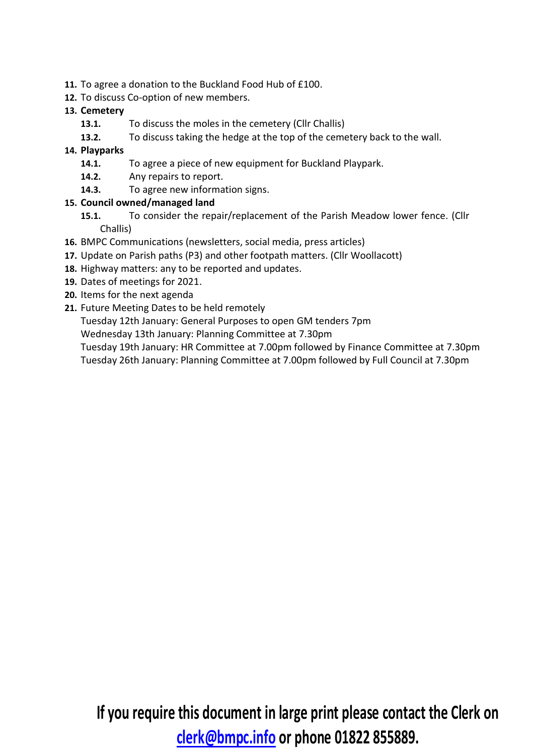11. To agree a donation to the Buckland Food Hub of £100.
12. To discuss Co-option of new members.
13. **Cemetery**
    - **13.1.** To discuss the moles in the cemetery (Cllr Challis)
    - **13.2.** To discuss taking the hedge at the top of the cemetery back to the wall.
14. **Playparks**
    - **14.1.** To agree a piece of new equipment for Buckland Playpark.
    - **14.2.** Any repairs to report.
    - **14.3.** To agree new information signs.
15. **Council owned/managed land**
    - **15.1.** To consider the repair/replacement of the Parish Meadow lower fence. (Cllr Challis)
16. BMPC Communications (newsletters, social media, press articles)
17. Update on Parish paths (P3) and other footpath matters. (Cllr Woollacott)
18. Highway matters: any to be reported and updates.
19. Dates of meetings for 2021.
20. Items for the next agenda
21. Future Meeting Dates to be held remotely
    Tuesday 12th January: General Purposes to open GM tenders 7pm
    Wednesday 13th January: Planning Committee at 7.30pm
    Tuesday 19th January: HR Committee at 7.00pm followed by Finance Committee at 7.30pm
    Tuesday 26th January: Planning Committee at 7.00pm followed by Full Council at 7.30pm

**If you require this document in large print please contact the Clerk on clerk@bmpc.info or phone 01822 855889.**